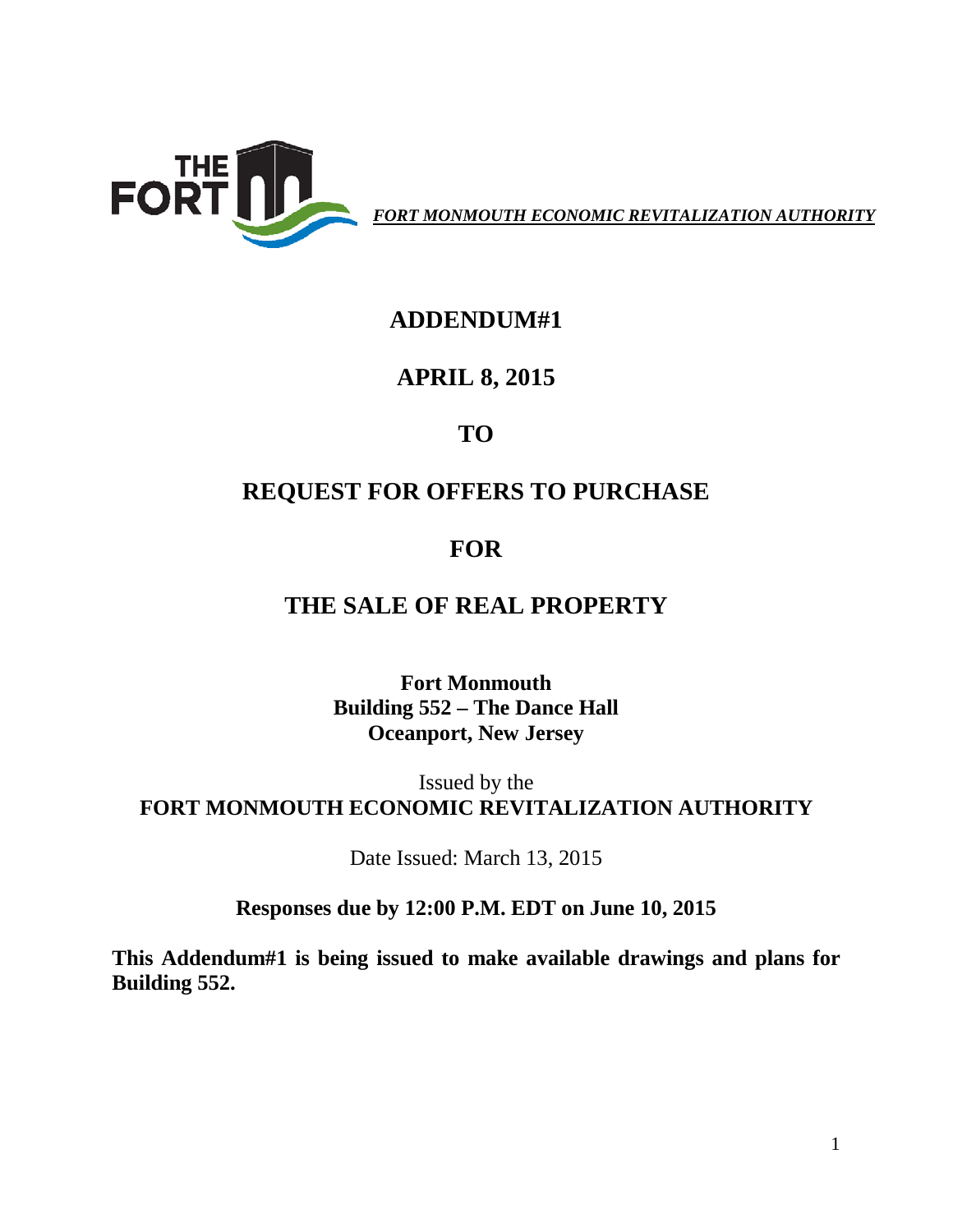THE FORT

***FORT MONMOUTH ECONOMIC REVITALIZATION AUTHORITY***

# ADDENDUM#1

# APRIL 8, 2015

# TO

# REQUEST FOR OFFERS TO PURCHASE

# FOR

# THE SALE OF REAL PROPERTY

**Fort Monmouth**
**Building 552 – The Dance Hall**
**Oceanport, New Jersey**

Issued by the
**FORT MONMOUTH ECONOMIC REVITALIZATION AUTHORITY**

Date Issued: March 13, 2015

**Responses due by 12:00 P.M. EDT on June 10, 2015**

**This Addendum#1 is being issued to make available drawings and plans for Building 552.**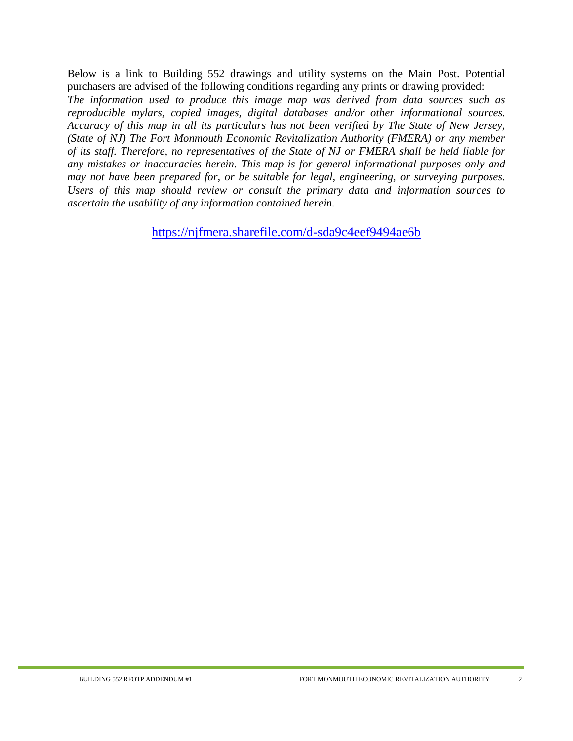Below is a link to Building 552 drawings and utility systems on the Main Post. Potential purchasers are advised of the following conditions regarding any prints or drawing provided:
*The information used to produce this image map was derived from data sources such as reproducible mylars, copied images, digital databases and/or other informational sources. Accuracy of this map in all its particulars has not been verified by The State of New Jersey, (State of NJ) The Fort Monmouth Economic Revitalization Authority (FMERA) or any member of its staff. Therefore, no representatives of the State of NJ or FMERA shall be held liable for any mistakes or inaccuracies herein. This map is for general informational purposes only and may not have been prepared for, or be suitable for legal, engineering, or surveying purposes. Users of this map should review or consult the primary data and information sources to ascertain the usability of any information contained herein.*

https://njfmera.sharefile.com/d-sda9c4eef9494ae6b